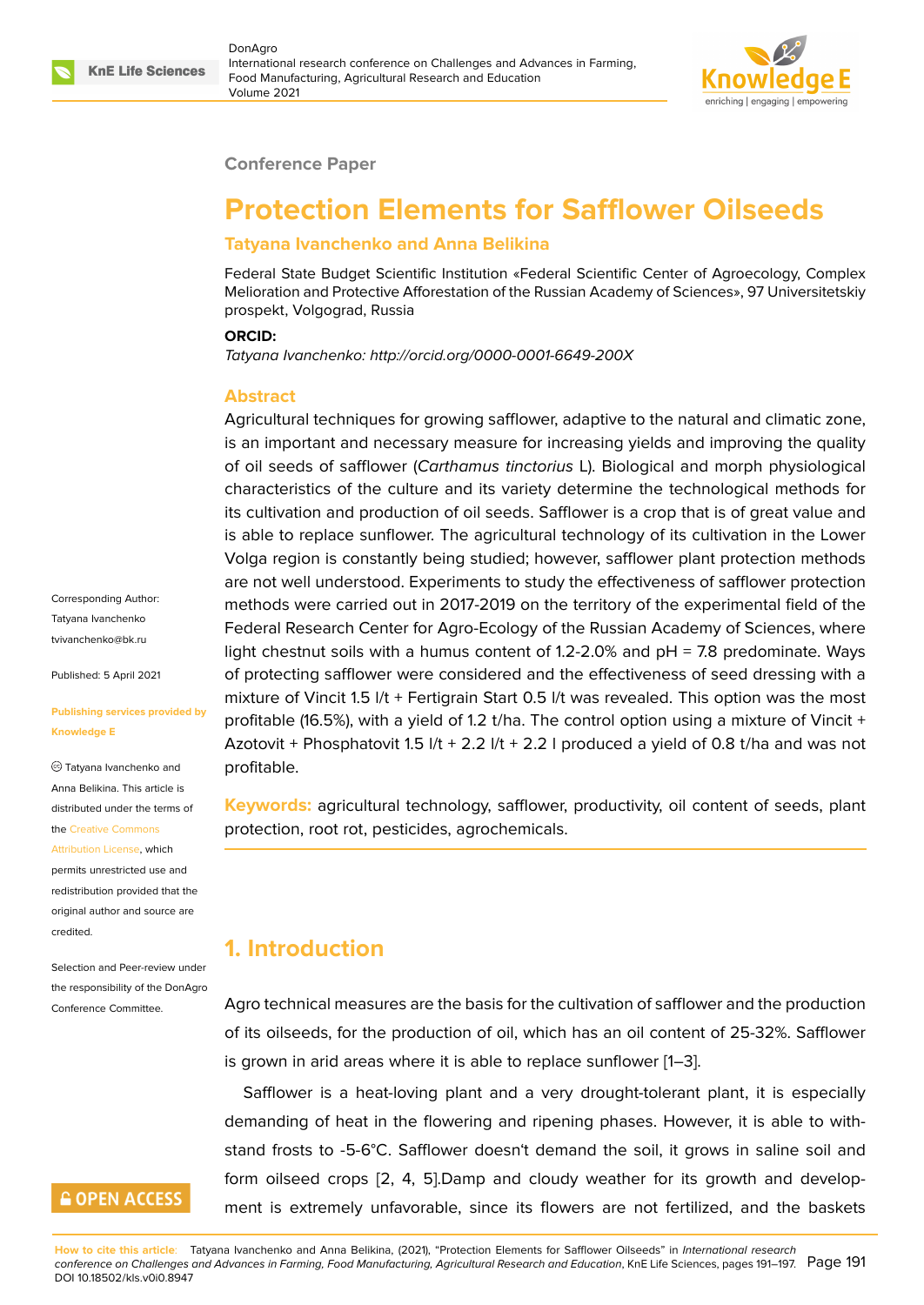Conference Paper

# Protection Elements for Safflower Oilseeds

**Tatyana Ivanchenko and Anna Belikina**

Federal State Budget Scientific Institution «Federal Scientific Center of Agroecology, Complex Melioration and Protective Afforestation of the Russian Academy of Sciences», 97 Universitetskiy prospekt, Volgograd, Russia

**ORCID:**

*Tatyana Ivanchenko: http://orcid.org/0000-0001-6649-200X*

Corresponding Author: Tatyana Ivanchenko tvivanchenko@bk.ru

Published: 5 April 2021

Publishing services provided by Knowledge E

© Tatyana Ivanchenko and Anna Belikina. This article is distributed under the terms of the Creative Commons Attribution License, which permits unrestricted use and redistribution provided that the original author and source are credited.

Selection and Peer-review under the responsibility of the DonAgro Conference Committee.

## Abstract

Agricultural techniques for growing safflower, adaptive to the natural and climatic zone, is an important and necessary measure for increasing yields and improving the quality of oil seeds of safflower (*Carthamus tinctorius* L). Biological and morph physiological characteristics of the culture and its variety determine the technological methods for its cultivation and production of oil seeds. Safflower is a crop that is of great value and is able to replace sunflower. The agricultural technology of its cultivation in the Lower Volga region is constantly being studied; however, safflower plant protection methods are not well understood. Experiments to study the effectiveness of safflower protection methods were carried out in 2017-2019 on the territory of the experimental field of the Federal Research Center for Agro-Ecology of the Russian Academy of Sciences, where light chestnut soils with a humus content of 1.2-2.0% and pH = 7.8 predominate. Ways of protecting safflower were considered and the effectiveness of seed dressing with a mixture of Vincit 1.5 l/t + Fertigrain Start 0.5 l/t was revealed. This option was the most profitable (16.5%), with a yield of 1.2 t/ha. The control option using a mixture of Vincit + Azotovit + Phosphatovit 1.5 l/t + 2.2 l/t + 2.2 l produced a yield of 0.8 t/ha and was not profitable.

**Keywords:** agricultural technology, safflower, productivity, oil content of seeds, plant protection, root rot, pesticides, agrochemicals.

## 1. Introduction

Agro technical measures are the basis for the cultivation of safflower and the production of its oilseeds, for the production of oil, which has an oil content of 25-32%. Safflower is grown in arid areas where it is able to replace sunflower [1–3].

Safflower is a heat-loving plant and a very drought-tolerant plant, it is especially demanding of heat in the flowering and ripening phases. However, it is able to withstand frosts to -5-6°C. Safflower doesn't demand the soil, it grows in saline soil and form oilseed crops [2, 4, 5].Damp and cloudy weather for its growth and development is extremely unfavorable, since its flowers are not fertilized, and the baskets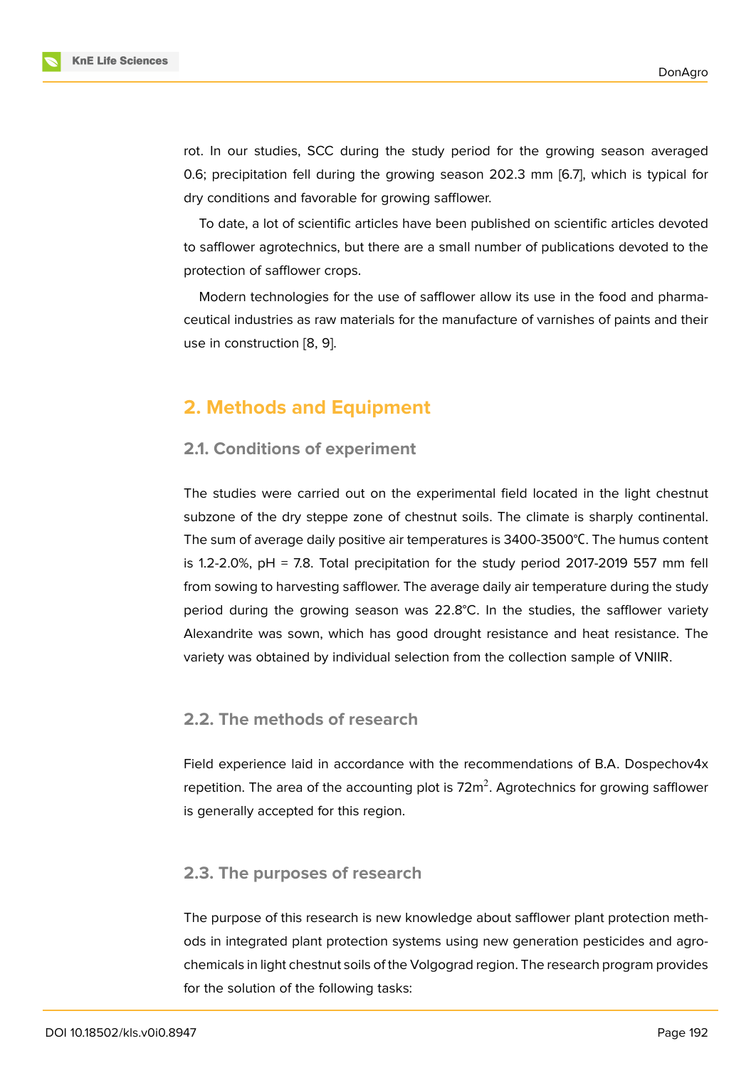rot. In our studies, SCC during the study period for the growing season averaged 0.6; precipitation fell during the growing season 202.3 mm [6.7], which is typical for dry conditions and favorable for growing safflower.

To date, a lot of scientific articles have been published on scientific articles devoted to safflower agrotechnics, but there are a small number of publications devoted to the protection of safflower crops.

Modern technologies for the use of safflower allow its use in the food and pharmaceutical industries as raw materials for the manufacture of varnishes of paints and their use in construction [8, 9].

## 2. Methods and Equipment

### 2.1. Conditions of experiment

The studies were carried out on the experimental field located in the light chestnut subzone of the dry steppe zone of chestnut soils. The climate is sharply continental. The sum of average daily positive air temperatures is 3400-3500℃. The humus content is 1.2-2.0%, pH = 7.8. Total precipitation for the study period 2017-2019 557 mm fell from sowing to harvesting safflower. The average daily air temperature during the study period during the growing season was 22.8°C. In the studies, the safflower variety Alexandrite was sown, which has good drought resistance and heat resistance. The variety was obtained by individual selection from the collection sample of VNIIR.

### 2.2. The methods of research

Field experience laid in accordance with the recommendations of B.A. Dospechov4x repetition. The area of the accounting plot is $72m^2$. Agrotechnics for growing safflower is generally accepted for this region.

### 2.3. The purposes of research

The purpose of this research is new knowledge about safflower plant protection methods in integrated plant protection systems using new generation pesticides and agrochemicals in light chestnut soils of the Volgograd region. The research program provides for the solution of the following tasks: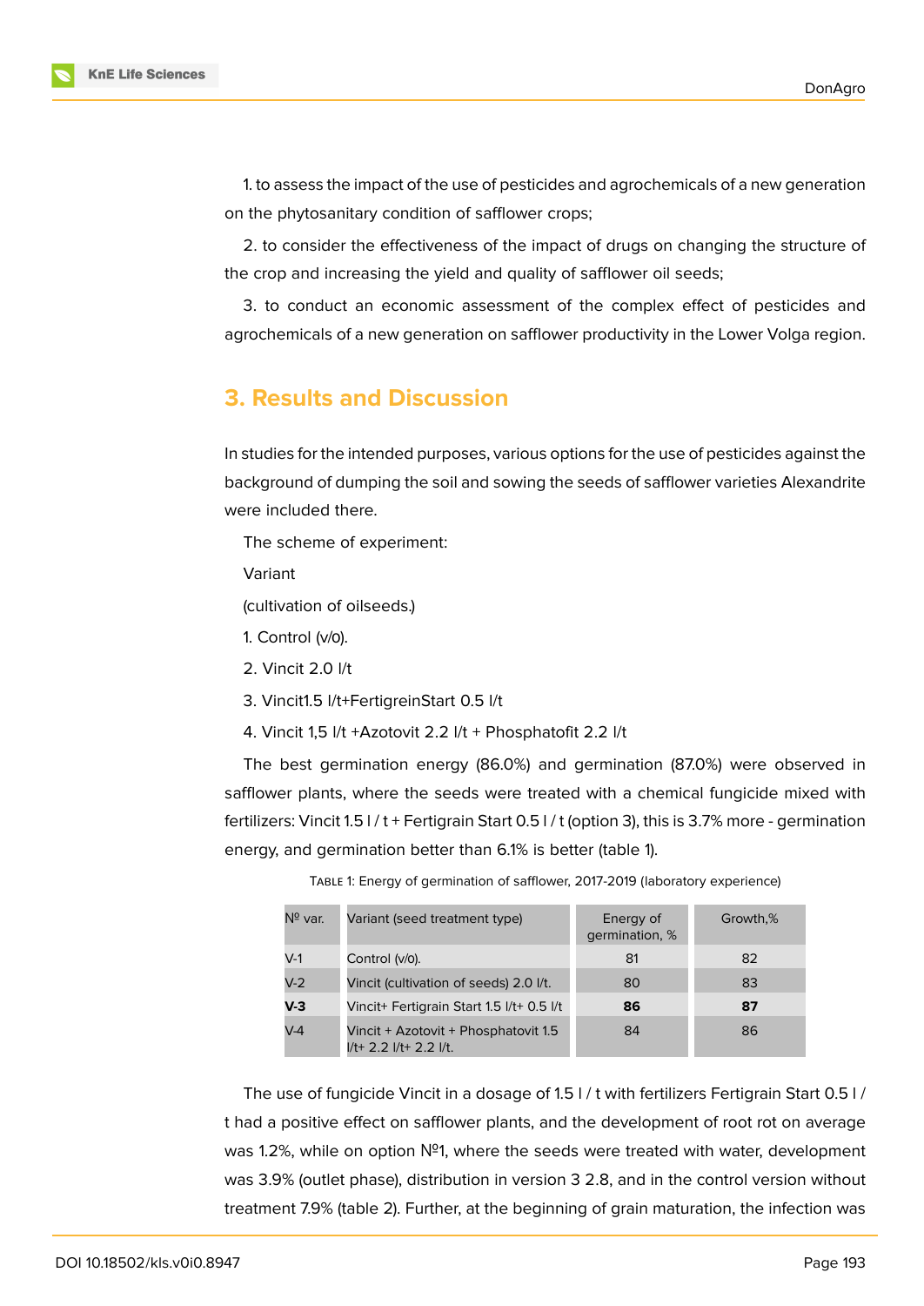1. to assess the impact of the use of pesticides and agrochemicals of a new generation on the phytosanitary condition of safflower crops;

2. to consider the effectiveness of the impact of drugs on changing the structure of the crop and increasing the yield and quality of safflower oil seeds;

3. to conduct an economic assessment of the complex effect of pesticides and agrochemicals of a new generation on safflower productivity in the Lower Volga region.

## 3. Results and Discussion

In studies for the intended purposes, various options for the use of pesticides against the background of dumping the soil and sowing the seeds of safflower varieties Alexandrite were included there.

The scheme of experiment:

Variant

(cultivation of oilseeds.)

1. Control (v/o).

2. Vincit 2.0 l/t

3. Vincit1.5 l/t+FertigreinStart 0.5 l/t

4. Vincit 1,5 l/t +Azotovit 2.2 l/t + Phosphatofit 2.2 l/t

The best germination energy (86.0%) and germination (87.0%) were observed in safflower plants, where the seeds were treated with a chemical fungicide mixed with fertilizers: Vincit 1.5 l / t + Fertigrain Start 0.5 l / t (option 3), this is 3.7% more - germination energy, and germination better than 6.1% is better (table 1).

Table 1: Energy of germination of safflower, 2017-2019 (laboratory experience)

| № var. | Variant (seed treatment type) | Energy of germination, % | Growth,% |
|---|---|---|---|
| V-1 | Control (v/o). | 81 | 82 |
| V-2 | Vincit (cultivation of seeds) 2.0 l/t. | 80 | 83 |
| **V-3** | Vincit+ Fertigrain Start 1.5 l/t+ 0.5 l/t | **86** | **87** |
| V-4 | Vincit + Azotovit + Phosphatovit 1.5 l/t+ 2.2 l/t+ 2.2 l/t. | 84 | 86 |

The use of fungicide Vincit in a dosage of 1.5 l / t with fertilizers Fertigrain Start 0.5 l / t had a positive effect on safflower plants, and the development of root rot on average was 1.2%, while on option №1, where the seeds were treated with water, development was 3.9% (outlet phase), distribution in version 3 2.8, and in the control version without treatment 7.9% (table 2). Further, at the beginning of grain maturation, the infection was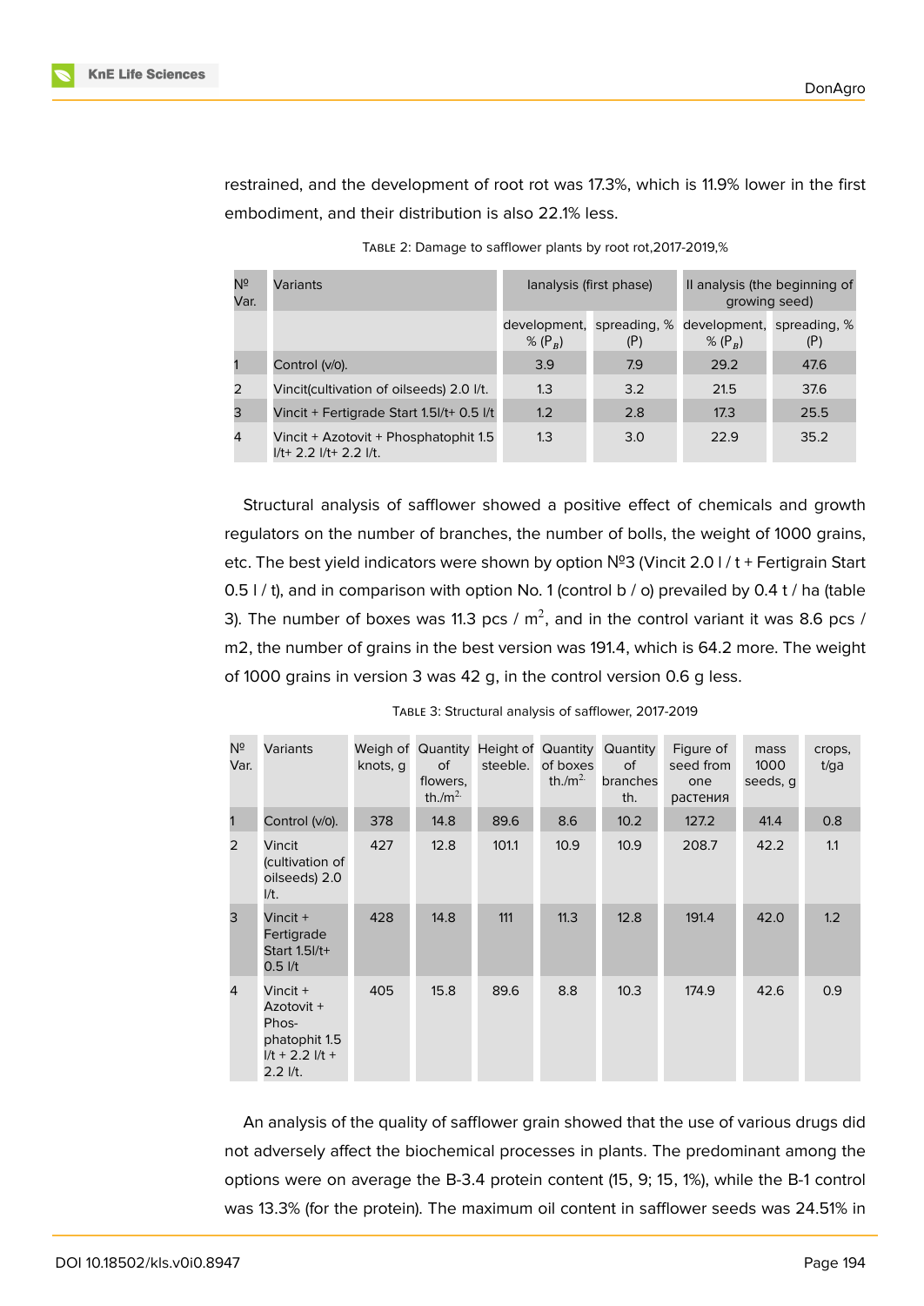restrained, and the development of root rot was 17.3%, which is 11.9% lower in the first embodiment, and their distribution is also 22.1% less.

Table 2: Damage to safflower plants by root rot,2017-2019,%

| № Var. | Variants | Ianalysis (first phase) | | II analysis (the beginning of growing seed) | |
|---|---|---|---|---|---|
| | | development, % ($P_B$) | spreading, % (P) | development, % ($P_B$) | spreading, % (P) |
| 1 | Control (v/o). | 3.9 | 7.9 | 29.2 | 47.6 |
| 2 | Vincit(cultivation of oilseeds) 2.0 l/t. | 1.3 | 3.2 | 21.5 | 37.6 |
| 3 | Vincit + Fertigrade Start 1.5l/t+ 0.5 l/t | 1.2 | 2.8 | 17.3 | 25.5 |
| 4 | Vincit + Azotovit + Phosphatophit 1.5 l/t+ 2.2 l/t+ 2.2 l/t. | 1.3 | 3.0 | 22.9 | 35.2 |

Structural analysis of safflower showed a positive effect of chemicals and growth regulators on the number of branches, the number of bolls, the weight of 1000 grains, etc. The best yield indicators were shown by option №3 (Vincit 2.0 l / t + Fertigrain Start 0.5 l / t), and in comparison with option No. 1 (control b / o) prevailed by 0.4 t / ha (table 3). The number of boxes was 11.3 pcs / m$^2$, and in the control variant it was 8.6 pcs / m2, the number of grains in the best version was 191.4, which is 64.2 more. The weight of 1000 grains in version 3 was 42 g, in the control version 0.6 g less.

Table 3: Structural analysis of safflower, 2017-2019

| № Var. | Variants | Weigh of knots, g | Quantity of flowers, th./m$^2$ | Height of steeble. | Quantity of boxes th./m$^2$ | Quantity of branches th. | Figure of seed from one растения | mass 1000 seeds, g | crops, t/ga |
|---|---|---|---|---|---|---|---|---|---|
| 1 | Control (v/o). | 378 | 14.8 | 89.6 | 8.6 | 10.2 | 127.2 | 41.4 | 0.8 |
| 2 | Vincit (cultivation of oilseeds) 2.0 l/t. | 427 | 12.8 | 101.1 | 10.9 | 10.9 | 208.7 | 42.2 | 1.1 |
| 3 | Vincit + Fertigrade Start 1.5l/t+ 0.5 l/t | 428 | 14.8 | 111 | 11.3 | 12.8 | 191.4 | 42.0 | 1.2 |
| 4 | Vincit + Azotovit + Phos-phatophit 1.5 l/t + 2.2 l/t + 2.2 l/t. | 405 | 15.8 | 89.6 | 8.8 | 10.3 | 174.9 | 42.6 | 0.9 |

An analysis of the quality of safflower grain showed that the use of various drugs did not adversely affect the biochemical processes in plants. The predominant among the options were on average the B-3.4 protein content (15, 9; 15, 1%), while the B-1 control was 13.3% (for the protein). The maximum oil content in safflower seeds was 24.51% in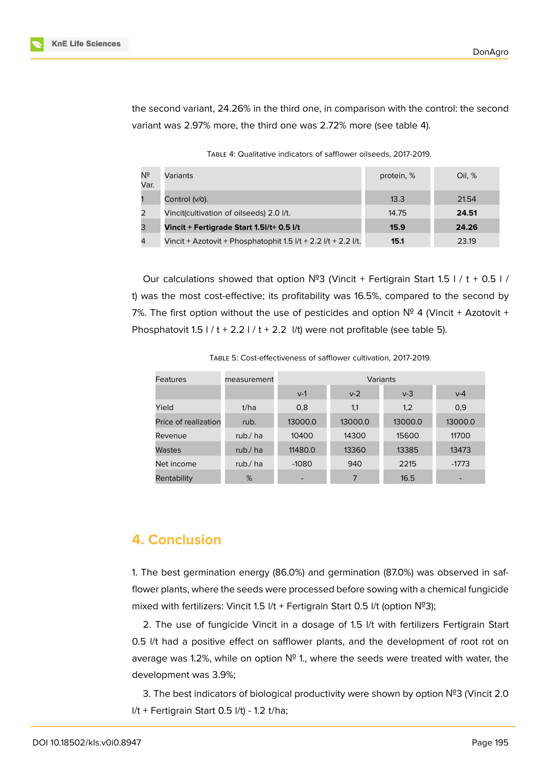the second variant, 24.26% in the third one, in comparison with the control: the second variant was 2.97% more, the third one was 2.72% more (see table 4).

Table 4: Qualitative indicators of safflower oilseeds, 2017-2019.

| № Var. | Variants | protein, % | Oil, % |
|---|---|---|---|
| 1 | Control (v/o). | 13.3 | 21.54 |
| 2 | Vincit(cultivation of oilseeds) 2.0 l/t. | 14.75 | **24.51** |
| 3 | **Vincit + Fertigrade Start 1.5l/t+ 0.5 l/t** | **15.9** | **24.26** |
| 4 | Vincit + Azotovit + Phosphatophit 1.5 l/t + 2.2 l/t + 2.2 l/t. | **15.1** | 23.19 |

Our calculations showed that option №3 (Vincit + Fertigrain Start 1.5 l / t + 0.5 l / t) was the most cost-effective; its profitability was 16.5%, compared to the second by 7%. The first option without the use of pesticides and option № 4 (Vincit + Azotovit + Phosphatovit 1.5 l / t + 2.2 l / t + 2.2 l/t) were not profitable (see table 5).

Table 5: Cost-effectiveness of safflower cultivation, 2017-2019.

| Features | measurement | Variants | | | |
|---|---|---|---|---|---|
| | | v-1 | v-2 | v-3 | v-4 |
| Yield | t/ha | 0,8 | 1,1 | 1,2 | 0,9 |
| Price of realization | rub. | 13000.0 | 13000.0 | 13000.0 | 13000.0 |
| Revenue | rub./ ha | 10400 | 14300 | 15600 | 11700 |
| Wastes | rub./ ha | 11480.0 | 13360 | 13385 | 13473 |
| Net income | rub./ ha | -1080 | 940 | 2215 | -1773 |
| Rentability | % | - | 7 | 16.5 | - |

## 4. Conclusion

1. The best germination energy (86.0%) and germination (87.0%) was observed in safflower plants, where the seeds were processed before sowing with a chemical fungicide mixed with fertilizers: Vincit 1.5 l/t + Fertigrain Start 0.5 l/t (option №3);

2. The use of fungicide Vincit in a dosage of 1.5 l/t with fertilizers Fertigrain Start 0.5 l/t had a positive effect on safflower plants, and the development of root rot on average was 1.2%, while on option № 1., where the seeds were treated with water, the development was 3.9%;

3. The best indicators of biological productivity were shown by option №3 (Vincit 2.0 l/t + Fertigrain Start 0.5 l/t) - 1.2 t/ha;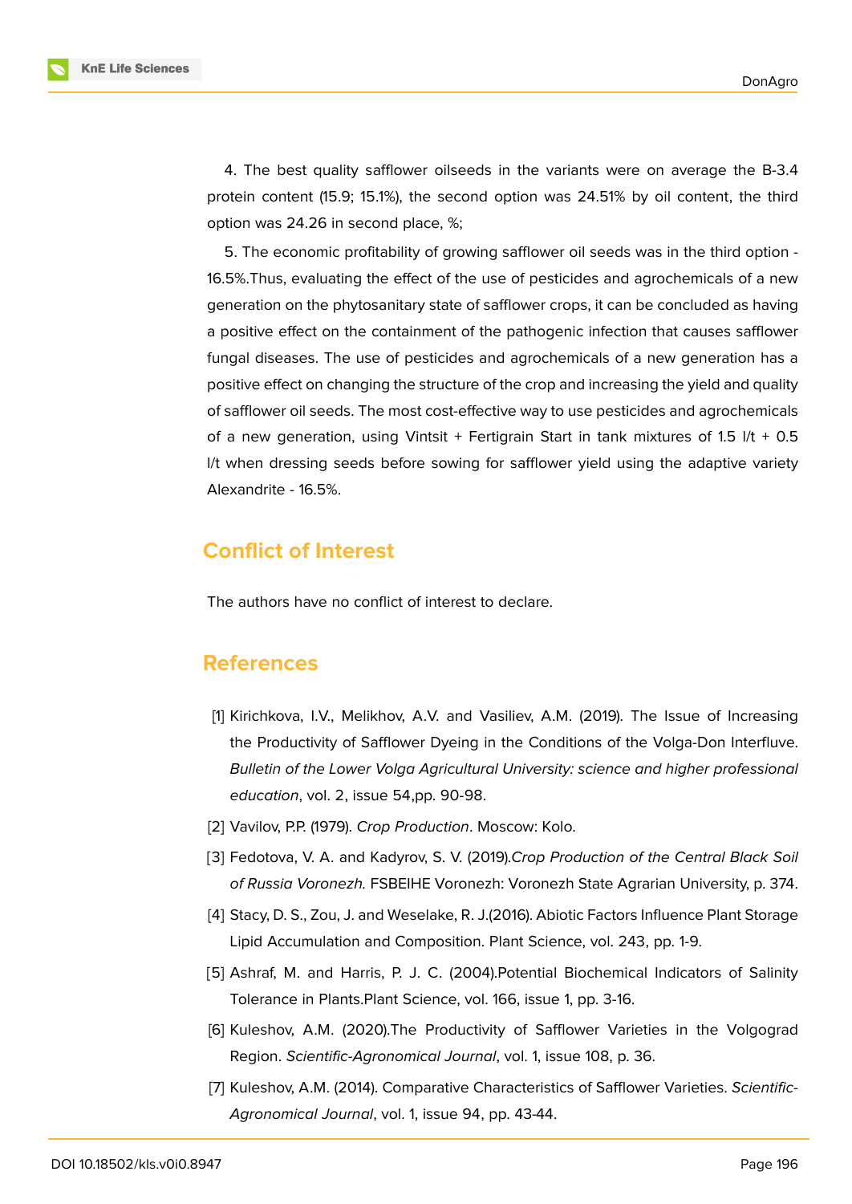4. The best quality safflower oilseeds in the variants were on average the B-3.4 protein content (15.9; 15.1%), the second option was 24.51% by oil content, the third option was 24.26 in second place, %;

5. The economic profitability of growing safflower oil seeds was in the third option - 16.5%.Thus, evaluating the effect of the use of pesticides and agrochemicals of a new generation on the phytosanitary state of safflower crops, it can be concluded as having a positive effect on the containment of the pathogenic infection that causes safflower fungal diseases. The use of pesticides and agrochemicals of a new generation has a positive effect on changing the structure of the crop and increasing the yield and quality of safflower oil seeds. The most cost-effective way to use pesticides and agrochemicals of a new generation, using Vintsit + Fertigrain Start in tank mixtures of 1.5 l/t + 0.5 l/t when dressing seeds before sowing for safflower yield using the adaptive variety Alexandrite - 16.5%.

## Conflict of Interest

The authors have no conflict of interest to declare.

## References

[1] Kirichkova, I.V., Melikhov, A.V. and Vasiliev, A.M. (2019). The Issue of Increasing the Productivity of Safflower Dyeing in the Conditions of the Volga-Don Interfluve. *Bulletin of the Lower Volga Agricultural University: science and higher professional education*, vol. 2, issue 54,pp. 90-98.

[2] Vavilov, P.P. (1979). *Crop Production*. Moscow: Kolo.

[3] Fedotova, V. A. and Kadyrov, S. V. (2019).*Crop Production of the Central Black Soil of Russia Voronezh.* FSBEIHE Voronezh: Voronezh State Agrarian University, p. 374.

[4] Stacy, D. S., Zou, J. and Weselake, R. J.(2016). Abiotic Factors Influence Plant Storage Lipid Accumulation and Composition. Plant Science, vol. 243, pp. 1-9.

[5] Ashraf, M. and Harris, P. J. C. (2004).Potential Biochemical Indicators of Salinity Tolerance in Plants.Plant Science, vol. 166, issue 1, pp. 3-16.

[6] Kuleshov, A.M. (2020).The Productivity of Safflower Varieties in the Volgograd Region. *Scientific-Agronomical Journal*, vol. 1, issue 108, p. 36.

[7] Kuleshov, A.M. (2014). Comparative Characteristics of Safflower Varieties. *Scientific-Agronomical Journal*, vol. 1, issue 94, pp. 43-44.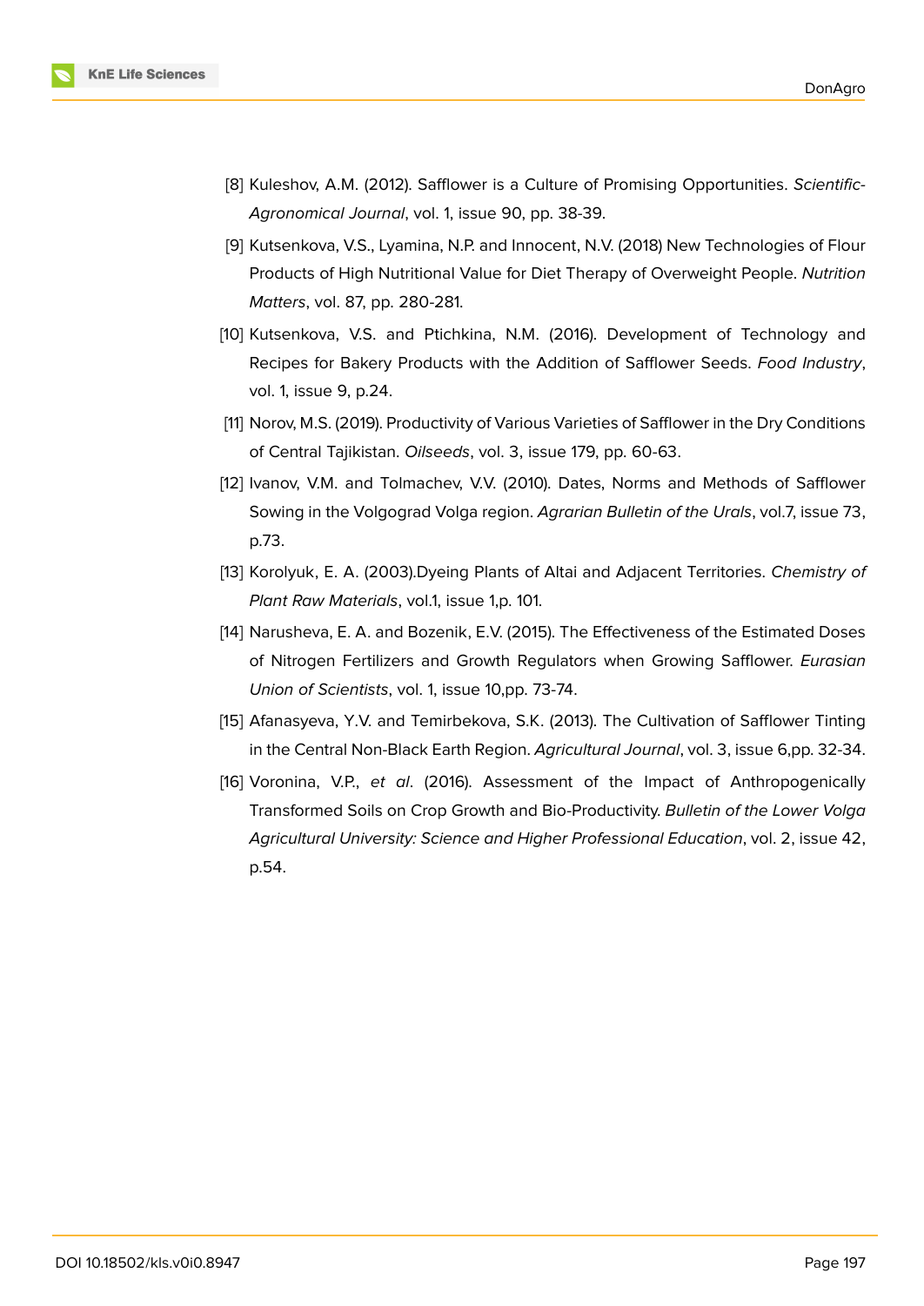[8] Kuleshov, A.M. (2012). Safflower is a Culture of Promising Opportunities. *Scientific-Agronomical Journal*, vol. 1, issue 90, pp. 38-39.

[9] Kutsenkova, V.S., Lyamina, N.P. and Innocent, N.V. (2018) New Technologies of Flour Products of High Nutritional Value for Diet Therapy of Overweight People. *Nutrition Matters*, vol. 87, pp. 280-281.

[10] Kutsenkova, V.S. and Ptichkina, N.M. (2016). Development of Technology and Recipes for Bakery Products with the Addition of Safflower Seeds. *Food Industry*, vol. 1, issue 9, p.24.

[11] Norov, M.S. (2019). Productivity of Various Varieties of Safflower in the Dry Conditions of Central Tajikistan. *Oilseeds*, vol. 3, issue 179, pp. 60-63.

[12] Ivanov, V.M. and Tolmachev, V.V. (2010). Dates, Norms and Methods of Safflower Sowing in the Volgograd Volga region. *Agrarian Bulletin of the Urals*, vol.7, issue 73, p.73.

[13] Korolyuk, E. A. (2003).Dyeing Plants of Altai and Adjacent Territories. *Chemistry of Plant Raw Materials*, vol.1, issue 1,p. 101.

[14] Narusheva, E. A. and Bozenik, E.V. (2015). The Effectiveness of the Estimated Doses of Nitrogen Fertilizers and Growth Regulators when Growing Safflower. *Eurasian Union of Scientists*, vol. 1, issue 10,pp. 73-74.

[15] Afanasyeva, Y.V. and Temirbekova, S.K. (2013). The Cultivation of Safflower Tinting in the Central Non-Black Earth Region. *Agricultural Journal*, vol. 3, issue 6,pp. 32-34.

[16] Voronina, V.P., *et al*. (2016). Assessment of the Impact of Anthropogenically Transformed Soils on Crop Growth and Bio-Productivity. *Bulletin of the Lower Volga Agricultural University: Science and Higher Professional Education*, vol. 2, issue 42, p.54.